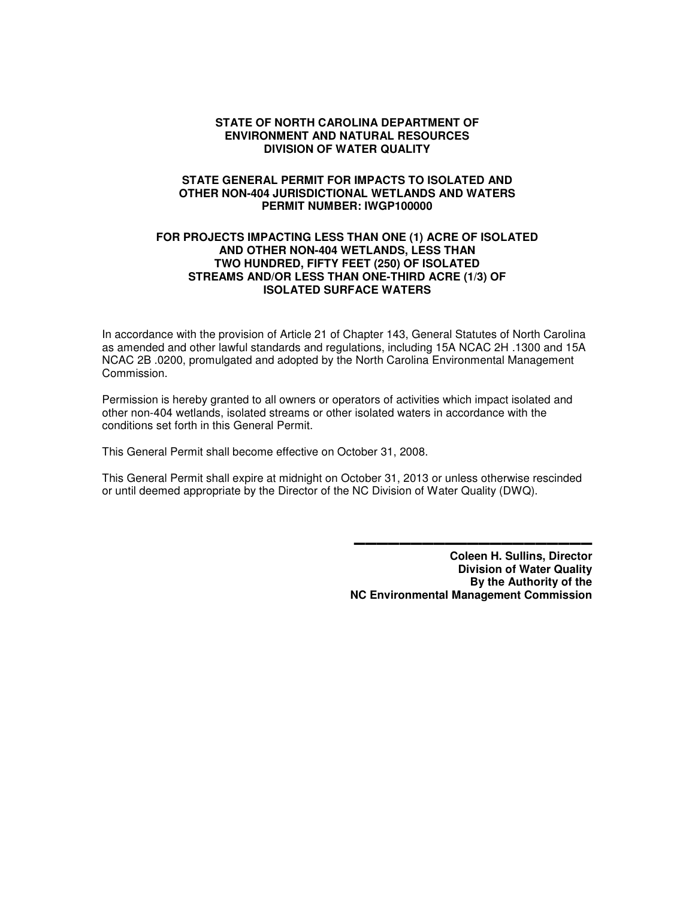**STATE OF NORTH CAROLINA DEPARTMENT OF
ENVIRONMENT AND NATURAL RESOURCES
DIVISION OF WATER QUALITY**

**STATE GENERAL PERMIT FOR IMPACTS TO ISOLATED AND
OTHER NON-404 JURISDICTIONAL WETLANDS AND WATERS
PERMIT NUMBER: IWGP100000**

**FOR PROJECTS IMPACTING LESS THAN ONE (1) ACRE OF ISOLATED
AND OTHER NON-404 WETLANDS, LESS THAN
TWO HUNDRED, FIFTY FEET (250) OF ISOLATED
STREAMS AND/OR LESS THAN ONE-THIRD ACRE (1/3) OF
ISOLATED SURFACE WATERS**

In accordance with the provision of Article 21 of Chapter 143, General Statutes of North Carolina as amended and other lawful standards and regulations, including 15A NCAC 2H .1300 and 15A NCAC 2B .0200, promulgated and adopted by the North Carolina Environmental Management Commission.

Permission is hereby granted to all owners or operators of activities which impact isolated and other non-404 wetlands, isolated streams or other isolated waters in accordance with the conditions set forth in this General Permit.

This General Permit shall become effective on October 31, 2008.

This General Permit shall expire at midnight on October 31, 2013 or unless otherwise rescinded or until deemed appropriate by the Director of the NC Division of Water Quality (DWQ).

\_\_\_\_\_\_\_\_\_\_\_\_\_\_\_\_\_\_\_\_\_\_\_\_\_\_\_\_\_\_

**Coleen H. Sullins, Director
Division of Water Quality
By the Authority of the
NC Environmental Management Commission**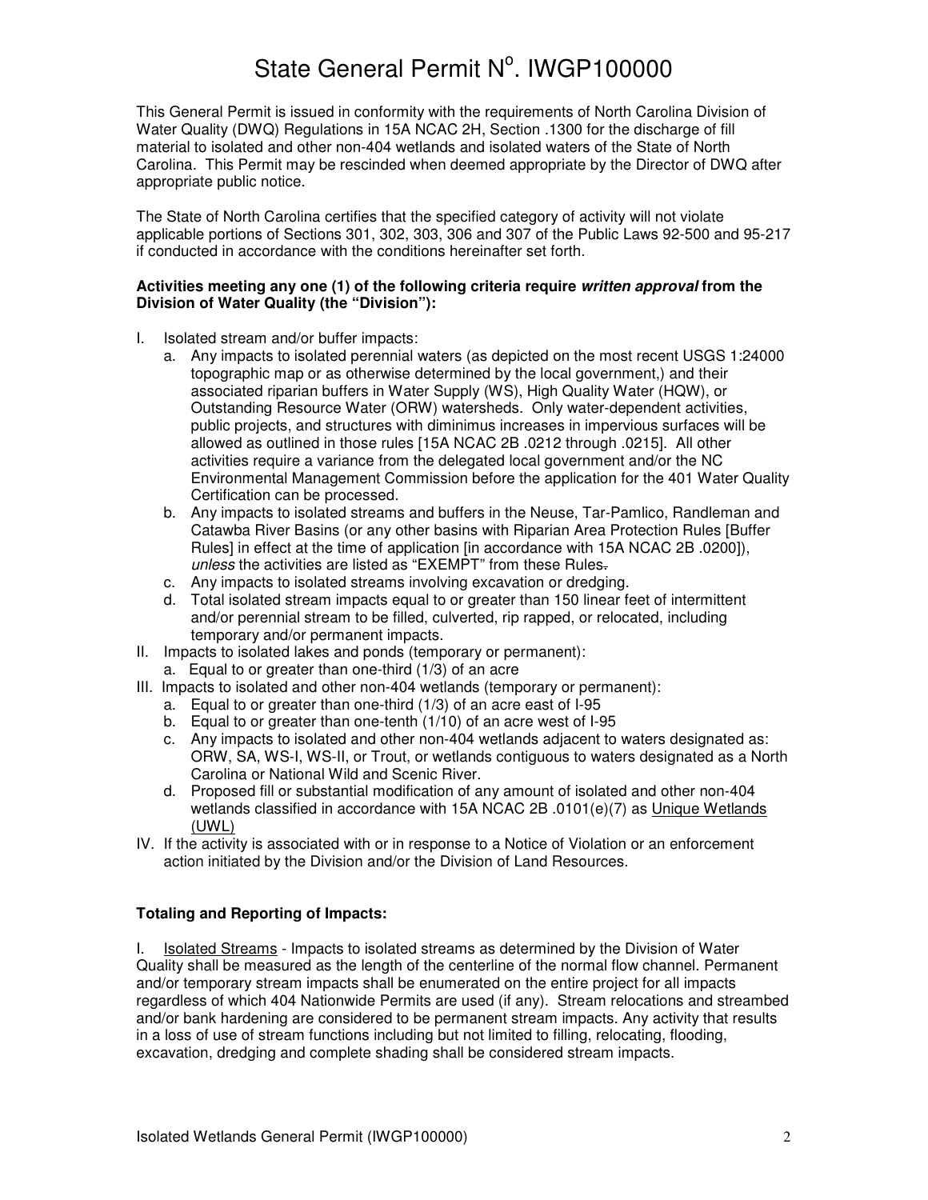# State General Permit N$^{o}$. IWGP100000

This General Permit is issued in conformity with the requirements of North Carolina Division of Water Quality (DWQ) Regulations in 15A NCAC 2H, Section .1300 for the discharge of fill material to isolated and other non-404 wetlands and isolated waters of the State of North Carolina. This Permit may be rescinded when deemed appropriate by the Director of DWQ after appropriate public notice.

The State of North Carolina certifies that the specified category of activity will not violate applicable portions of Sections 301, 302, 303, 306 and 307 of the Public Laws 92-500 and 95-217 if conducted in accordance with the conditions hereinafter set forth.

**Activities meeting any one (1) of the following criteria require *written approval* from the Division of Water Quality (the "Division"):**

I. Isolated stream and/or buffer impacts:
   a. Any impacts to isolated perennial waters (as depicted on the most recent USGS 1:24000 topographic map or as otherwise determined by the local government,) and their associated riparian buffers in Water Supply (WS), High Quality Water (HQW), or Outstanding Resource Water (ORW) watersheds. Only water-dependent activities, public projects, and structures with diminimus increases in impervious surfaces will be allowed as outlined in those rules [15A NCAC 2B .0212 through .0215]. All other activities require a variance from the delegated local government and/or the NC Environmental Management Commission before the application for the 401 Water Quality Certification can be processed.
   b. Any impacts to isolated streams and buffers in the Neuse, Tar-Pamlico, Randleman and Catawba River Basins (or any other basins with Riparian Area Protection Rules [Buffer Rules] in effect at the time of application [in accordance with 15A NCAC 2B .0200]), *unless* the activities are listed as "EXEMPT" from these Rules.
   c. Any impacts to isolated streams involving excavation or dredging.
   d. Total isolated stream impacts equal to or greater than 150 linear feet of intermittent and/or perennial stream to be filled, culverted, rip rapped, or relocated, including temporary and/or permanent impacts.

II. Impacts to isolated lakes and ponds (temporary or permanent):
   a. Equal to or greater than one-third (1/3) of an acre

III. Impacts to isolated and other non-404 wetlands (temporary or permanent):
   a. Equal to or greater than one-third (1/3) of an acre east of I-95
   b. Equal to or greater than one-tenth (1/10) of an acre west of I-95
   c. Any impacts to isolated and other non-404 wetlands adjacent to waters designated as: ORW, SA, WS-I, WS-II, or Trout, or wetlands contiguous to waters designated as a North Carolina or National Wild and Scenic River.
   d. Proposed fill or substantial modification of any amount of isolated and other non-404 wetlands classified in accordance with 15A NCAC 2B .0101(e)(7) as Unique Wetlands (UWL)

IV. If the activity is associated with or in response to a Notice of Violation or an enforcement action initiated by the Division and/or the Division of Land Resources.

**Totaling and Reporting of Impacts:**

I. Isolated Streams - Impacts to isolated streams as determined by the Division of Water Quality shall be measured as the length of the centerline of the normal flow channel. Permanent and/or temporary stream impacts shall be enumerated on the entire project for all impacts regardless of which 404 Nationwide Permits are used (if any). Stream relocations and streambed and/or bank hardening are considered to be permanent stream impacts. Any activity that results in a loss of use of stream functions including but not limited to filling, relocating, flooding, excavation, dredging and complete shading shall be considered stream impacts.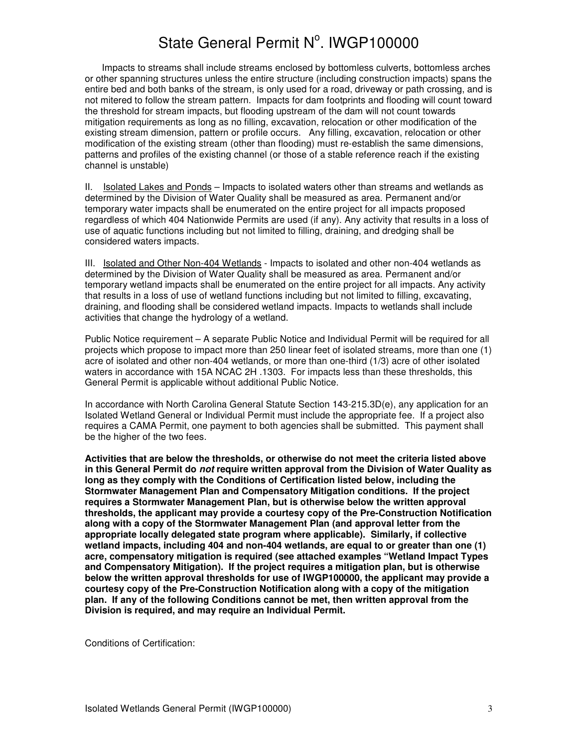Impacts to streams shall include streams enclosed by bottomless culverts, bottomless arches or other spanning structures unless the entire structure (including construction impacts) spans the entire bed and both banks of the stream, is only used for a road, driveway or path crossing, and is not mitered to follow the stream pattern. Impacts for dam footprints and flooding will count toward the threshold for stream impacts, but flooding upstream of the dam will not count towards mitigation requirements as long as no filling, excavation, relocation or other modification of the existing stream dimension, pattern or profile occurs. Any filling, excavation, relocation or other modification of the existing stream (other than flooding) must re-establish the same dimensions, patterns and profiles of the existing channel (or those of a stable reference reach if the existing channel is unstable)

II. Isolated Lakes and Ponds – Impacts to isolated waters other than streams and wetlands as determined by the Division of Water Quality shall be measured as area. Permanent and/or temporary water impacts shall be enumerated on the entire project for all impacts proposed regardless of which 404 Nationwide Permits are used (if any). Any activity that results in a loss of use of aquatic functions including but not limited to filling, draining, and dredging shall be considered waters impacts.

III. Isolated and Other Non-404 Wetlands - Impacts to isolated and other non-404 wetlands as determined by the Division of Water Quality shall be measured as area. Permanent and/or temporary wetland impacts shall be enumerated on the entire project for all impacts. Any activity that results in a loss of use of wetland functions including but not limited to filling, excavating, draining, and flooding shall be considered wetland impacts. Impacts to wetlands shall include activities that change the hydrology of a wetland.

Public Notice requirement – A separate Public Notice and Individual Permit will be required for all projects which propose to impact more than 250 linear feet of isolated streams, more than one (1) acre of isolated and other non-404 wetlands, or more than one-third (1/3) acre of other isolated waters in accordance with 15A NCAC 2H .1303. For impacts less than these thresholds, this General Permit is applicable without additional Public Notice.

In accordance with North Carolina General Statute Section 143-215.3D(e), any application for an Isolated Wetland General or Individual Permit must include the appropriate fee. If a project also requires a CAMA Permit, one payment to both agencies shall be submitted. This payment shall be the higher of the two fees.

**Activities that are below the thresholds, or otherwise do not meet the criteria listed above in this General Permit do *not* require written approval from the Division of Water Quality as long as they comply with the Conditions of Certification listed below, including the Stormwater Management Plan and Compensatory Mitigation conditions. If the project requires a Stormwater Management Plan, but is otherwise below the written approval thresholds, the applicant may provide a courtesy copy of the Pre-Construction Notification along with a copy of the Stormwater Management Plan (and approval letter from the appropriate locally delegated state program where applicable). Similarly, if collective wetland impacts, including 404 and non-404 wetlands, are equal to or greater than one (1) acre, compensatory mitigation is required (see attached examples "Wetland Impact Types and Compensatory Mitigation). If the project requires a mitigation plan, but is otherwise below the written approval thresholds for use of IWGP100000, the applicant may provide a courtesy copy of the Pre-Construction Notification along with a copy of the mitigation plan. If any of the following Conditions cannot be met, then written approval from the Division is required, and may require an Individual Permit.**

Conditions of Certification: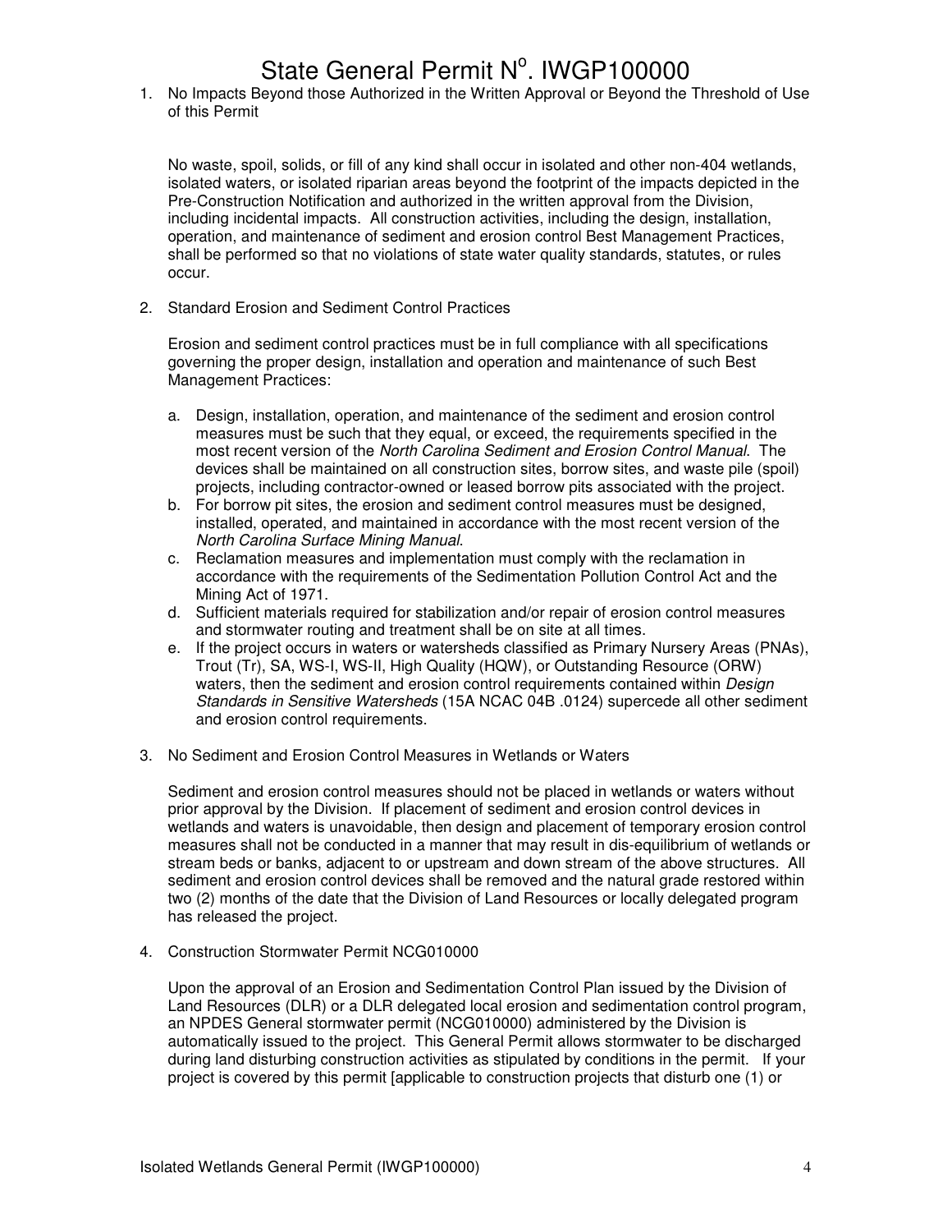1. No Impacts Beyond those Authorized in the Written Approval or Beyond the Threshold of Use of this Permit

   No waste, spoil, solids, or fill of any kind shall occur in isolated and other non-404 wetlands, isolated waters, or isolated riparian areas beyond the footprint of the impacts depicted in the Pre-Construction Notification and authorized in the written approval from the Division, including incidental impacts. All construction activities, including the design, installation, operation, and maintenance of sediment and erosion control Best Management Practices, shall be performed so that no violations of state water quality standards, statutes, or rules occur.

2. Standard Erosion and Sediment Control Practices

   Erosion and sediment control practices must be in full compliance with all specifications governing the proper design, installation and operation and maintenance of such Best Management Practices:

   a. Design, installation, operation, and maintenance of the sediment and erosion control measures must be such that they equal, or exceed, the requirements specified in the most recent version of the *North Carolina Sediment and Erosion Control Manual*. The devices shall be maintained on all construction sites, borrow sites, and waste pile (spoil) projects, including contractor-owned or leased borrow pits associated with the project.
   b. For borrow pit sites, the erosion and sediment control measures must be designed, installed, operated, and maintained in accordance with the most recent version of the *North Carolina Surface Mining Manual*.
   c. Reclamation measures and implementation must comply with the reclamation in accordance with the requirements of the Sedimentation Pollution Control Act and the Mining Act of 1971.
   d. Sufficient materials required for stabilization and/or repair of erosion control measures and stormwater routing and treatment shall be on site at all times.
   e. If the project occurs in waters or watersheds classified as Primary Nursery Areas (PNAs), Trout (Tr), SA, WS-I, WS-II, High Quality (HQW), or Outstanding Resource (ORW) waters, then the sediment and erosion control requirements contained within *Design Standards in Sensitive Watersheds* (15A NCAC 04B .0124) supercede all other sediment and erosion control requirements.

3. No Sediment and Erosion Control Measures in Wetlands or Waters

   Sediment and erosion control measures should not be placed in wetlands or waters without prior approval by the Division. If placement of sediment and erosion control devices in wetlands and waters is unavoidable, then design and placement of temporary erosion control measures shall not be conducted in a manner that may result in dis-equilibrium of wetlands or stream beds or banks, adjacent to or upstream and down stream of the above structures. All sediment and erosion control devices shall be removed and the natural grade restored within two (2) months of the date that the Division of Land Resources or locally delegated program has released the project.

4. Construction Stormwater Permit NCG010000

   Upon the approval of an Erosion and Sedimentation Control Plan issued by the Division of Land Resources (DLR) or a DLR delegated local erosion and sedimentation control program, an NPDES General stormwater permit (NCG010000) administered by the Division is automatically issued to the project. This General Permit allows stormwater to be discharged during land disturbing construction activities as stipulated by conditions in the permit. If your project is covered by this permit [applicable to construction projects that disturb one (1) or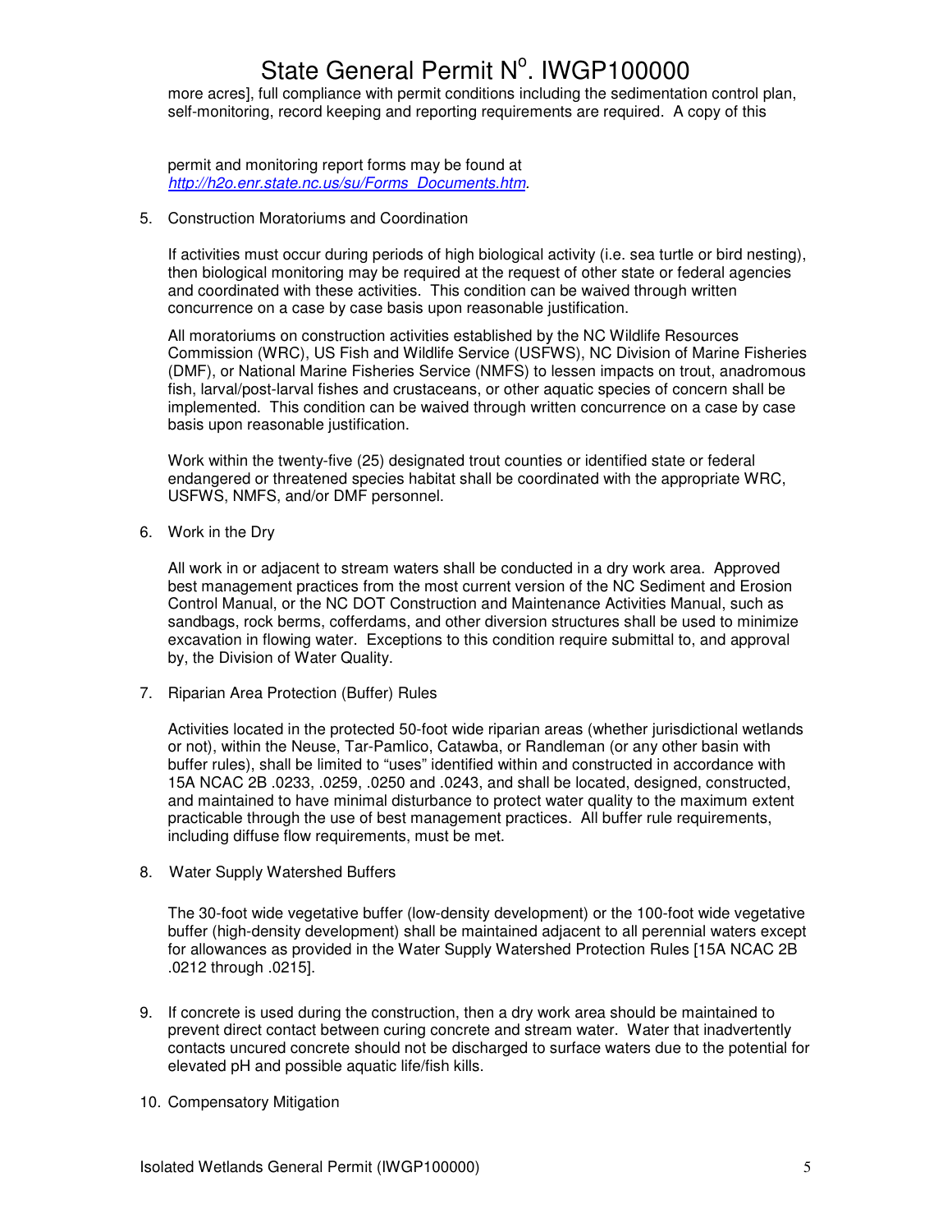more acres], full compliance with permit conditions including the sedimentation control plan, self-monitoring, record keeping and reporting requirements are required. A copy of this

permit and monitoring report forms may be found at *http://h2o.enr.state.nc.us/su/Forms_Documents.htm*.

5. Construction Moratoriums and Coordination

   If activities must occur during periods of high biological activity (i.e. sea turtle or bird nesting), then biological monitoring may be required at the request of other state or federal agencies and coordinated with these activities. This condition can be waived through written concurrence on a case by case basis upon reasonable justification.

   All moratoriums on construction activities established by the NC Wildlife Resources Commission (WRC), US Fish and Wildlife Service (USFWS), NC Division of Marine Fisheries (DMF), or National Marine Fisheries Service (NMFS) to lessen impacts on trout, anadromous fish, larval/post-larval fishes and crustaceans, or other aquatic species of concern shall be implemented. This condition can be waived through written concurrence on a case by case basis upon reasonable justification.

   Work within the twenty-five (25) designated trout counties or identified state or federal endangered or threatened species habitat shall be coordinated with the appropriate WRC, USFWS, NMFS, and/or DMF personnel.

6. Work in the Dry

   All work in or adjacent to stream waters shall be conducted in a dry work area. Approved best management practices from the most current version of the NC Sediment and Erosion Control Manual, or the NC DOT Construction and Maintenance Activities Manual, such as sandbags, rock berms, cofferdams, and other diversion structures shall be used to minimize excavation in flowing water. Exceptions to this condition require submittal to, and approval by, the Division of Water Quality.

7. Riparian Area Protection (Buffer) Rules

   Activities located in the protected 50-foot wide riparian areas (whether jurisdictional wetlands or not), within the Neuse, Tar-Pamlico, Catawba, or Randleman (or any other basin with buffer rules), shall be limited to "uses" identified within and constructed in accordance with 15A NCAC 2B .0233, .0259, .0250 and .0243, and shall be located, designed, constructed, and maintained to have minimal disturbance to protect water quality to the maximum extent practicable through the use of best management practices. All buffer rule requirements, including diffuse flow requirements, must be met.

8. Water Supply Watershed Buffers

   The 30-foot wide vegetative buffer (low-density development) or the 100-foot wide vegetative buffer (high-density development) shall be maintained adjacent to all perennial waters except for allowances as provided in the Water Supply Watershed Protection Rules [15A NCAC 2B .0212 through .0215].

9. If concrete is used during the construction, then a dry work area should be maintained to prevent direct contact between curing concrete and stream water. Water that inadvertently contacts uncured concrete should not be discharged to surface waters due to the potential for elevated pH and possible aquatic life/fish kills.

10. Compensatory Mitigation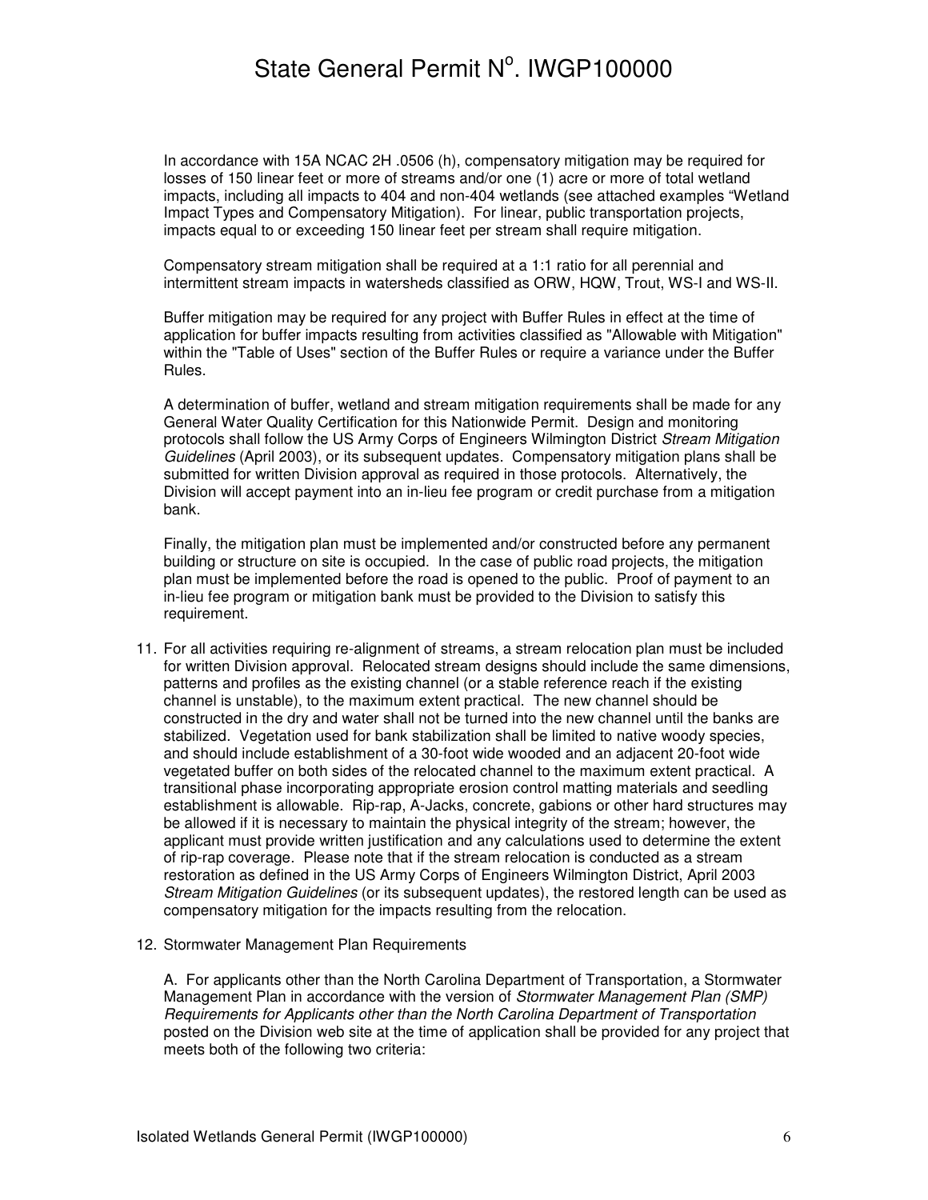In accordance with 15A NCAC 2H .0506 (h), compensatory mitigation may be required for losses of 150 linear feet or more of streams and/or one (1) acre or more of total wetland impacts, including all impacts to 404 and non-404 wetlands (see attached examples "Wetland Impact Types and Compensatory Mitigation). For linear, public transportation projects, impacts equal to or exceeding 150 linear feet per stream shall require mitigation.

Compensatory stream mitigation shall be required at a 1:1 ratio for all perennial and intermittent stream impacts in watersheds classified as ORW, HQW, Trout, WS-I and WS-II.

Buffer mitigation may be required for any project with Buffer Rules in effect at the time of application for buffer impacts resulting from activities classified as "Allowable with Mitigation" within the "Table of Uses" section of the Buffer Rules or require a variance under the Buffer Rules.

A determination of buffer, wetland and stream mitigation requirements shall be made for any General Water Quality Certification for this Nationwide Permit. Design and monitoring protocols shall follow the US Army Corps of Engineers Wilmington District *Stream Mitigation Guidelines* (April 2003), or its subsequent updates. Compensatory mitigation plans shall be submitted for written Division approval as required in those protocols. Alternatively, the Division will accept payment into an in-lieu fee program or credit purchase from a mitigation bank.

Finally, the mitigation plan must be implemented and/or constructed before any permanent building or structure on site is occupied. In the case of public road projects, the mitigation plan must be implemented before the road is opened to the public. Proof of payment to an in-lieu fee program or mitigation bank must be provided to the Division to satisfy this requirement.

11. For all activities requiring re-alignment of streams, a stream relocation plan must be included for written Division approval. Relocated stream designs should include the same dimensions, patterns and profiles as the existing channel (or a stable reference reach if the existing channel is unstable), to the maximum extent practical. The new channel should be constructed in the dry and water shall not be turned into the new channel until the banks are stabilized. Vegetation used for bank stabilization shall be limited to native woody species, and should include establishment of a 30-foot wide wooded and an adjacent 20-foot wide vegetated buffer on both sides of the relocated channel to the maximum extent practical. A transitional phase incorporating appropriate erosion control matting materials and seedling establishment is allowable. Rip-rap, A-Jacks, concrete, gabions or other hard structures may be allowed if it is necessary to maintain the physical integrity of the stream; however, the applicant must provide written justification and any calculations used to determine the extent of rip-rap coverage. Please note that if the stream relocation is conducted as a stream restoration as defined in the US Army Corps of Engineers Wilmington District, April 2003 *Stream Mitigation Guidelines* (or its subsequent updates), the restored length can be used as compensatory mitigation for the impacts resulting from the relocation.

12. Stormwater Management Plan Requirements

    A. For applicants other than the North Carolina Department of Transportation, a Stormwater Management Plan in accordance with the version of *Stormwater Management Plan (SMP) Requirements for Applicants other than the North Carolina Department of Transportation* posted on the Division web site at the time of application shall be provided for any project that meets both of the following two criteria: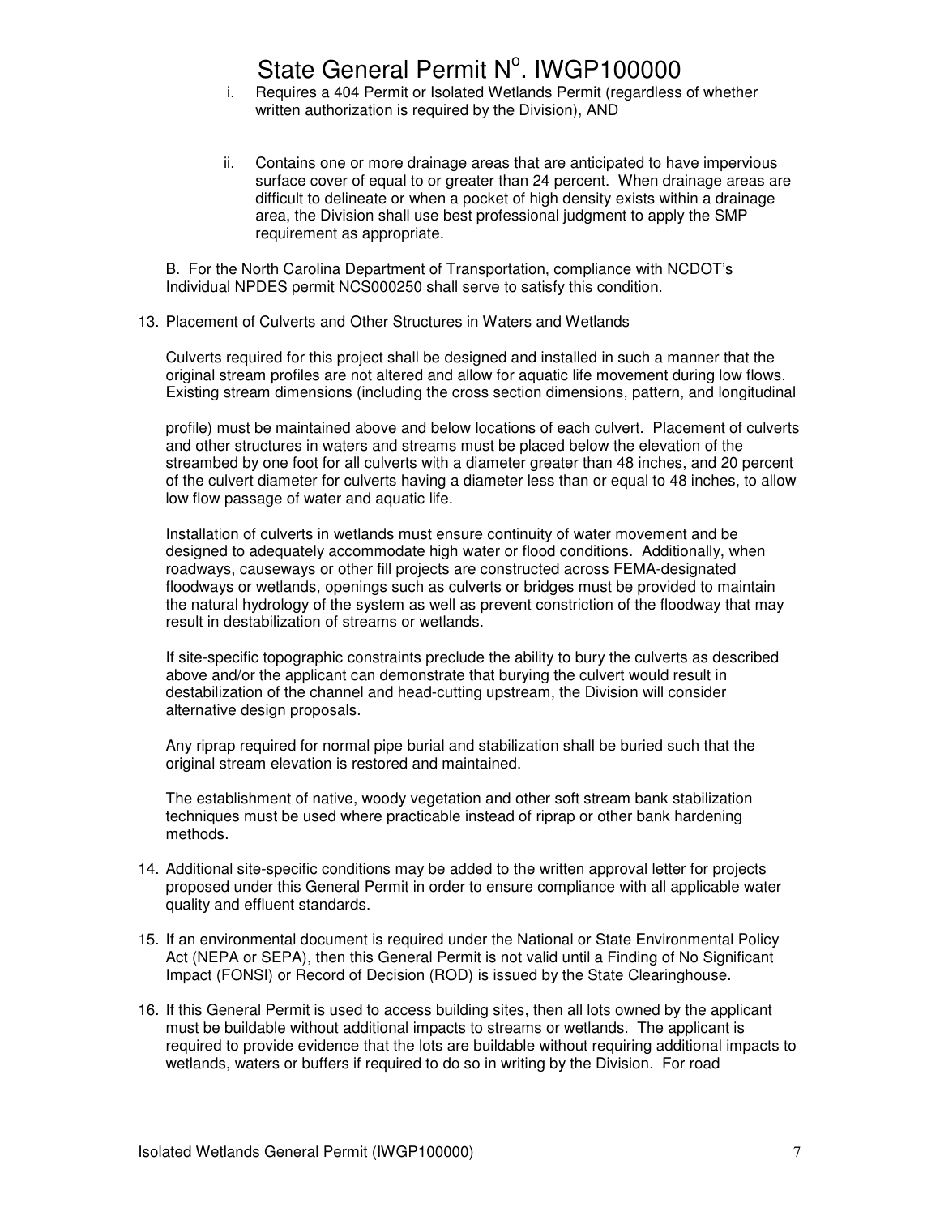i. Requires a 404 Permit or Isolated Wetlands Permit (regardless of whether written authorization is required by the Division), AND

ii. Contains one or more drainage areas that are anticipated to have impervious surface cover of equal to or greater than 24 percent. When drainage areas are difficult to delineate or when a pocket of high density exists within a drainage area, the Division shall use best professional judgment to apply the SMP requirement as appropriate.

B. For the North Carolina Department of Transportation, compliance with NCDOT's Individual NPDES permit NCS000250 shall serve to satisfy this condition.

13. Placement of Culverts and Other Structures in Waters and Wetlands

    Culverts required for this project shall be designed and installed in such a manner that the original stream profiles are not altered and allow for aquatic life movement during low flows. Existing stream dimensions (including the cross section dimensions, pattern, and longitudinal profile) must be maintained above and below locations of each culvert. Placement of culverts and other structures in waters and streams must be placed below the elevation of the streambed by one foot for all culverts with a diameter greater than 48 inches, and 20 percent of the culvert diameter for culverts having a diameter less than or equal to 48 inches, to allow low flow passage of water and aquatic life.

    Installation of culverts in wetlands must ensure continuity of water movement and be designed to adequately accommodate high water or flood conditions. Additionally, when roadways, causeways or other fill projects are constructed across FEMA-designated floodways or wetlands, openings such as culverts or bridges must be provided to maintain the natural hydrology of the system as well as prevent constriction of the floodway that may result in destabilization of streams or wetlands.

    If site-specific topographic constraints preclude the ability to bury the culverts as described above and/or the applicant can demonstrate that burying the culvert would result in destabilization of the channel and head-cutting upstream, the Division will consider alternative design proposals.

    Any riprap required for normal pipe burial and stabilization shall be buried such that the original stream elevation is restored and maintained.

    The establishment of native, woody vegetation and other soft stream bank stabilization techniques must be used where practicable instead of riprap or other bank hardening methods.

14. Additional site-specific conditions may be added to the written approval letter for projects proposed under this General Permit in order to ensure compliance with all applicable water quality and effluent standards.

15. If an environmental document is required under the National or State Environmental Policy Act (NEPA or SEPA), then this General Permit is not valid until a Finding of No Significant Impact (FONSI) or Record of Decision (ROD) is issued by the State Clearinghouse.

16. If this General Permit is used to access building sites, then all lots owned by the applicant must be buildable without additional impacts to streams or wetlands. The applicant is required to provide evidence that the lots are buildable without requiring additional impacts to wetlands, waters or buffers if required to do so in writing by the Division. For road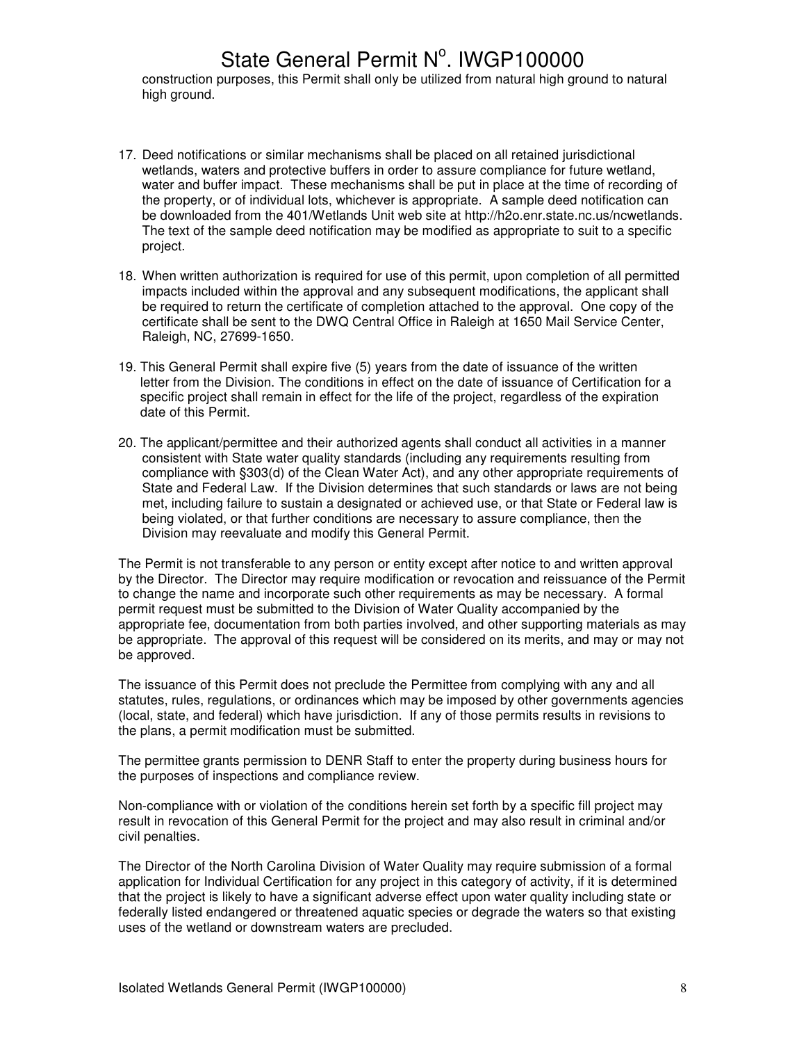construction purposes, this Permit shall only be utilized from natural high ground to natural high ground.

17. Deed notifications or similar mechanisms shall be placed on all retained jurisdictional wetlands, waters and protective buffers in order to assure compliance for future wetland, water and buffer impact. These mechanisms shall be put in place at the time of recording of the property, or of individual lots, whichever is appropriate. A sample deed notification can be downloaded from the 401/Wetlands Unit web site at http://h2o.enr.state.nc.us/ncwetlands. The text of the sample deed notification may be modified as appropriate to suit to a specific project.

18. When written authorization is required for use of this permit, upon completion of all permitted impacts included within the approval and any subsequent modifications, the applicant shall be required to return the certificate of completion attached to the approval. One copy of the certificate shall be sent to the DWQ Central Office in Raleigh at 1650 Mail Service Center, Raleigh, NC, 27699-1650.

19. This General Permit shall expire five (5) years from the date of issuance of the written letter from the Division. The conditions in effect on the date of issuance of Certification for a specific project shall remain in effect for the life of the project, regardless of the expiration date of this Permit.

20. The applicant/permittee and their authorized agents shall conduct all activities in a manner consistent with State water quality standards (including any requirements resulting from compliance with §303(d) of the Clean Water Act), and any other appropriate requirements of State and Federal Law. If the Division determines that such standards or laws are not being met, including failure to sustain a designated or achieved use, or that State or Federal law is being violated, or that further conditions are necessary to assure compliance, then the Division may reevaluate and modify this General Permit.

The Permit is not transferable to any person or entity except after notice to and written approval by the Director. The Director may require modification or revocation and reissuance of the Permit to change the name and incorporate such other requirements as may be necessary. A formal permit request must be submitted to the Division of Water Quality accompanied by the appropriate fee, documentation from both parties involved, and other supporting materials as may be appropriate. The approval of this request will be considered on its merits, and may or may not be approved.

The issuance of this Permit does not preclude the Permittee from complying with any and all statutes, rules, regulations, or ordinances which may be imposed by other governments agencies (local, state, and federal) which have jurisdiction. If any of those permits results in revisions to the plans, a permit modification must be submitted.

The permittee grants permission to DENR Staff to enter the property during business hours for the purposes of inspections and compliance review.

Non-compliance with or violation of the conditions herein set forth by a specific fill project may result in revocation of this General Permit for the project and may also result in criminal and/or civil penalties.

The Director of the North Carolina Division of Water Quality may require submission of a formal application for Individual Certification for any project in this category of activity, if it is determined that the project is likely to have a significant adverse effect upon water quality including state or federally listed endangered or threatened aquatic species or degrade the waters so that existing uses of the wetland or downstream waters are precluded.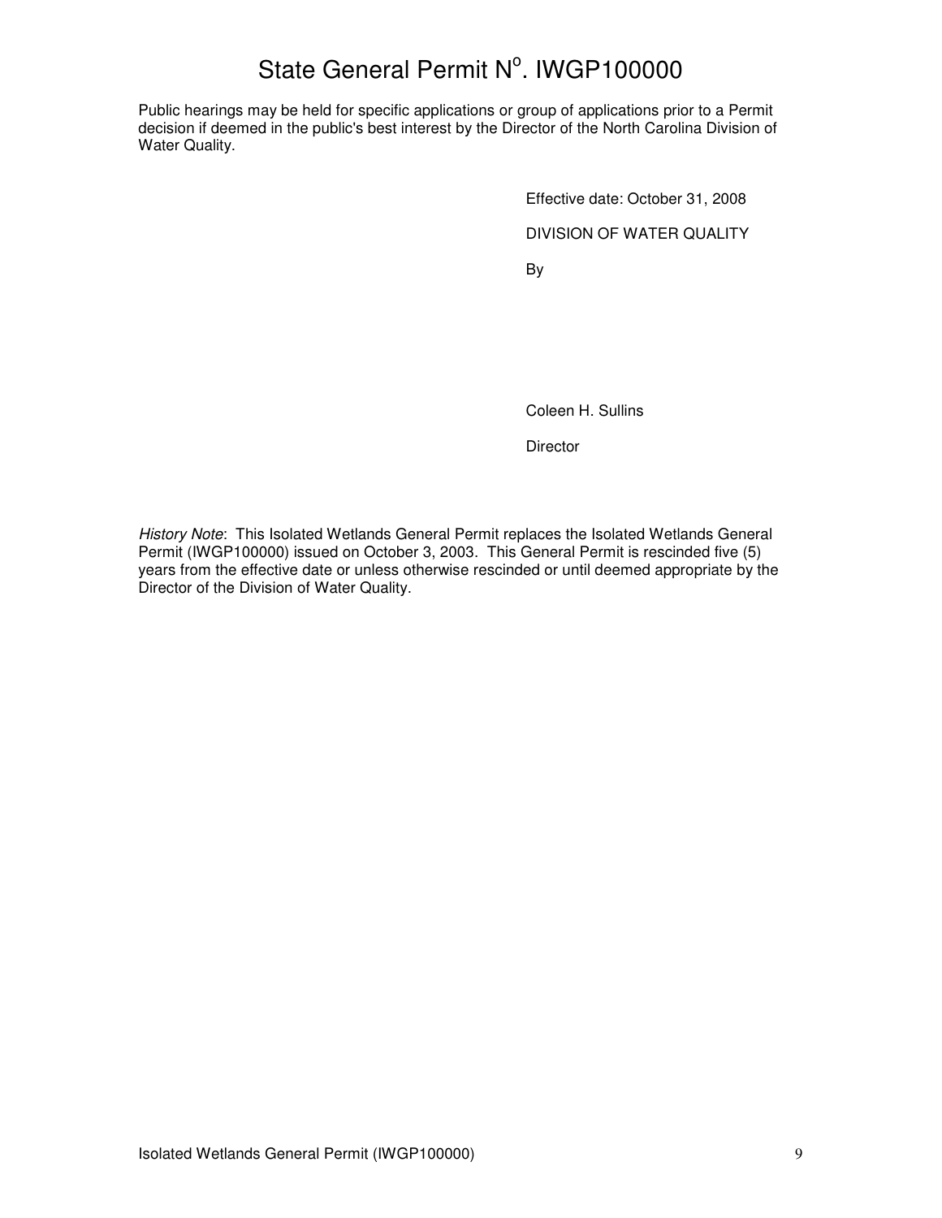# State General Permit N$^{o}$. IWGP100000

Public hearings may be held for specific applications or group of applications prior to a Permit decision if deemed in the public's best interest by the Director of the North Carolina Division of Water Quality.

Effective date: October 31, 2008

DIVISION OF WATER QUALITY

By

Coleen H. Sullins

Director

*History Note*: This Isolated Wetlands General Permit replaces the Isolated Wetlands General Permit (IWGP100000) issued on October 3, 2003. This General Permit is rescinded five (5) years from the effective date or unless otherwise rescinded or until deemed appropriate by the Director of the Division of Water Quality.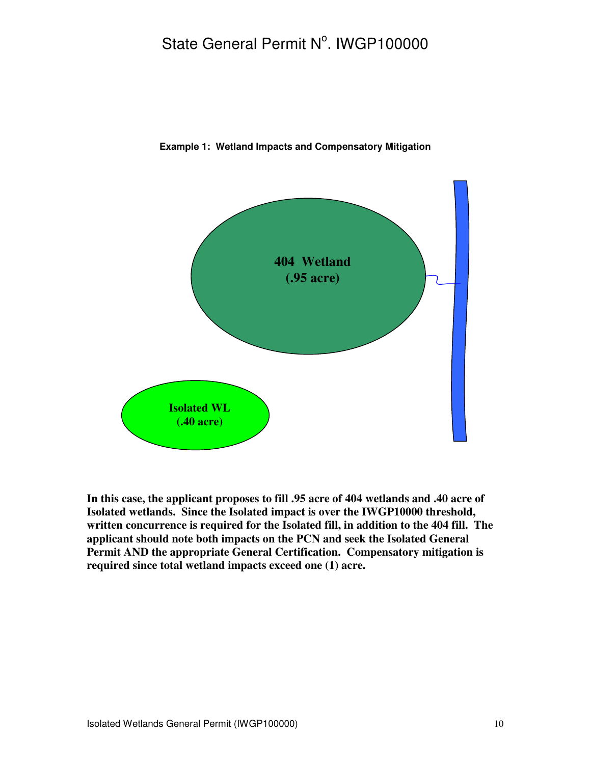**Example 1: Wetland Impacts and Compensatory Mitigation**

404 Wetland
(.95 acre)

Isolated WL
(.40 acre)

**In this case, the applicant proposes to fill .95 acre of 404 wetlands and .40 acre of Isolated wetlands. Since the Isolated impact is over the IWGP10000 threshold, written concurrence is required for the Isolated fill, in addition to the 404 fill. The applicant should note both impacts on the PCN and seek the Isolated General Permit AND the appropriate General Certification. Compensatory mitigation is required since total wetland impacts exceed one (1) acre.**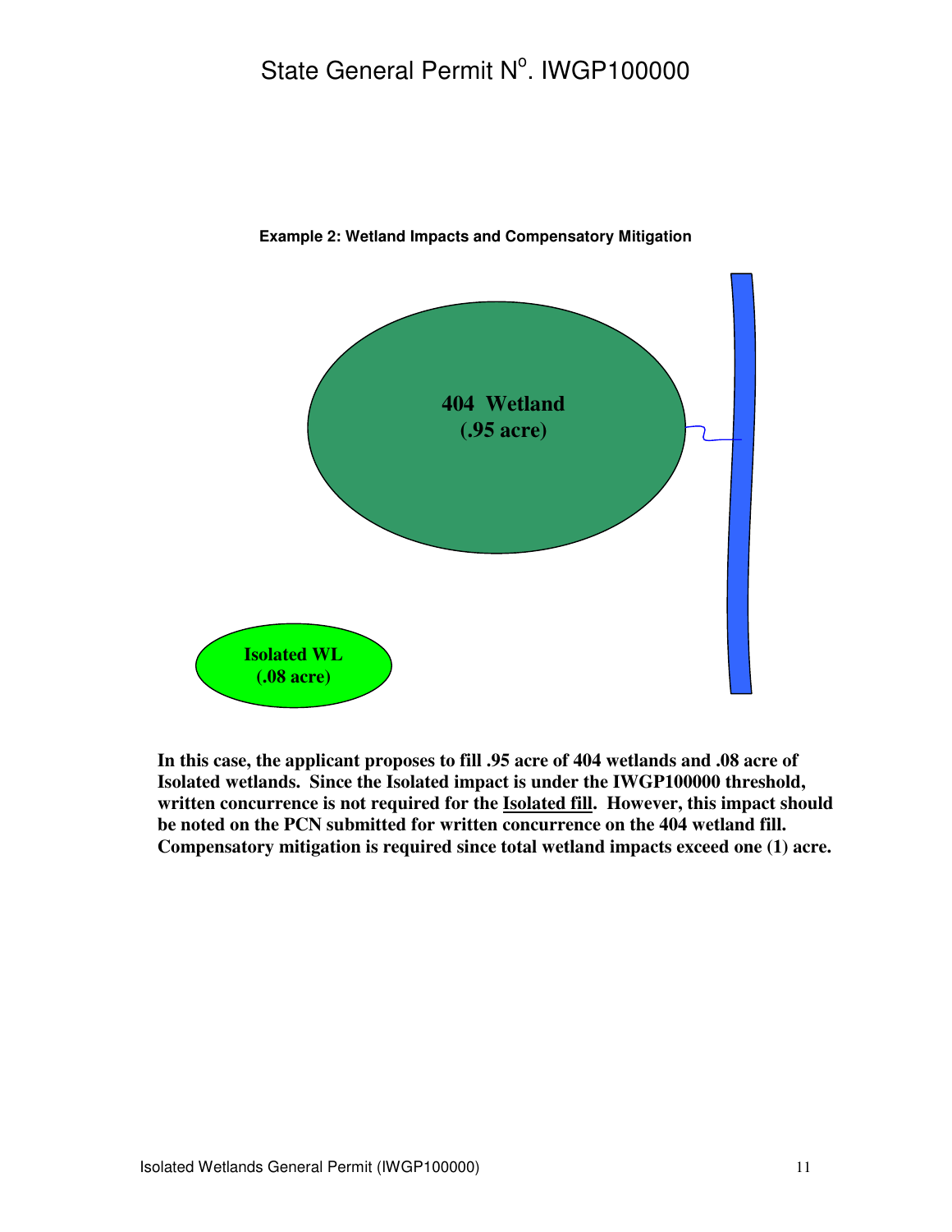**Example 2: Wetland Impacts and Compensatory Mitigation**

404 Wetland
(.95 acre)

Isolated WL
(.08 acre)

**In this case, the applicant proposes to fill .95 acre of 404 wetlands and .08 acre of Isolated wetlands. Since the Isolated impact is under the IWGP100000 threshold, written concurrence is not required for the <u>Isolated fill</u>. However, this impact should be noted on the PCN submitted for written concurrence on the 404 wetland fill. Compensatory mitigation is required since total wetland impacts exceed one (1) acre.**